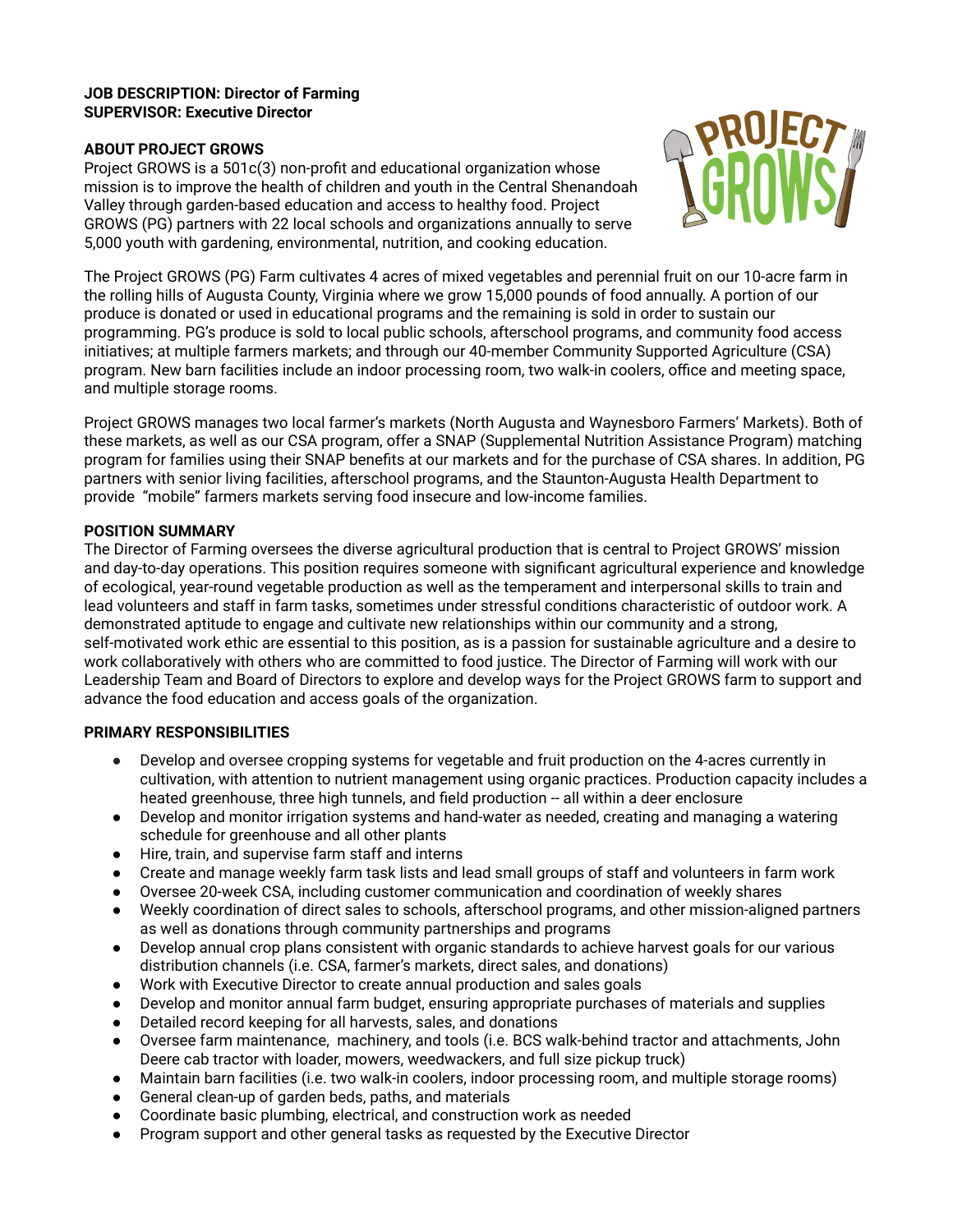**JOB DESCRIPTION: Director of Farming**
**SUPERVISOR: Executive Director**

**ABOUT PROJECT GROWS**

Project GROWS is a 501c(3) non-profit and educational organization whose mission is to improve the health of children and youth in the Central Shenandoah Valley through garden-based education and access to healthy food. Project GROWS (PG) partners with 22 local schools and organizations annually to serve 5,000 youth with gardening, environmental, nutrition, and cooking education.

The Project GROWS (PG) Farm cultivates 4 acres of mixed vegetables and perennial fruit on our 10-acre farm in the rolling hills of Augusta County, Virginia where we grow 15,000 pounds of food annually. A portion of our produce is donated or used in educational programs and the remaining is sold in order to sustain our programming. PG's produce is sold to local public schools, afterschool programs, and community food access initiatives; at multiple farmers markets; and through our 40-member Community Supported Agriculture (CSA) program. New barn facilities include an indoor processing room, two walk-in coolers, office and meeting space, and multiple storage rooms.

Project GROWS manages two local farmer's markets (North Augusta and Waynesboro Farmers' Markets). Both of these markets, as well as our CSA program, offer a SNAP (Supplemental Nutrition Assistance Program) matching program for families using their SNAP benefits at our markets and for the purchase of CSA shares. In addition, PG partners with senior living facilities, afterschool programs, and the Staunton-Augusta Health Department to provide "mobile" farmers markets serving food insecure and low-income families.

**POSITION SUMMARY**

The Director of Farming oversees the diverse agricultural production that is central to Project GROWS' mission and day-to-day operations. This position requires someone with significant agricultural experience and knowledge of ecological, year-round vegetable production as well as the temperament and interpersonal skills to train and lead volunteers and staff in farm tasks, sometimes under stressful conditions characteristic of outdoor work. A demonstrated aptitude to engage and cultivate new relationships within our community and a strong, self-motivated work ethic are essential to this position, as is a passion for sustainable agriculture and a desire to work collaboratively with others who are committed to food justice. The Director of Farming will work with our Leadership Team and Board of Directors to explore and develop ways for the Project GROWS farm to support and advance the food education and access goals of the organization.

**PRIMARY RESPONSIBILITIES**

- Develop and oversee cropping systems for vegetable and fruit production on the 4-acres currently in cultivation, with attention to nutrient management using organic practices. Production capacity includes a heated greenhouse, three high tunnels, and field production -- all within a deer enclosure
- Develop and monitor irrigation systems and hand-water as needed, creating and managing a watering schedule for greenhouse and all other plants
- Hire, train, and supervise farm staff and interns
- Create and manage weekly farm task lists and lead small groups of staff and volunteers in farm work
- Oversee 20-week CSA, including customer communication and coordination of weekly shares
- Weekly coordination of direct sales to schools, afterschool programs, and other mission-aligned partners as well as donations through community partnerships and programs
- Develop annual crop plans consistent with organic standards to achieve harvest goals for our various distribution channels (i.e. CSA, farmer's markets, direct sales, and donations)
- Work with Executive Director to create annual production and sales goals
- Develop and monitor annual farm budget, ensuring appropriate purchases of materials and supplies
- Detailed record keeping for all harvests, sales, and donations
- Oversee farm maintenance, machinery, and tools (i.e. BCS walk-behind tractor and attachments, John Deere cab tractor with loader, mowers, weedwackers, and full size pickup truck)
- Maintain barn facilities (i.e. two walk-in coolers, indoor processing room, and multiple storage rooms)
- General clean-up of garden beds, paths, and materials
- Coordinate basic plumbing, electrical, and construction work as needed
- Program support and other general tasks as requested by the Executive Director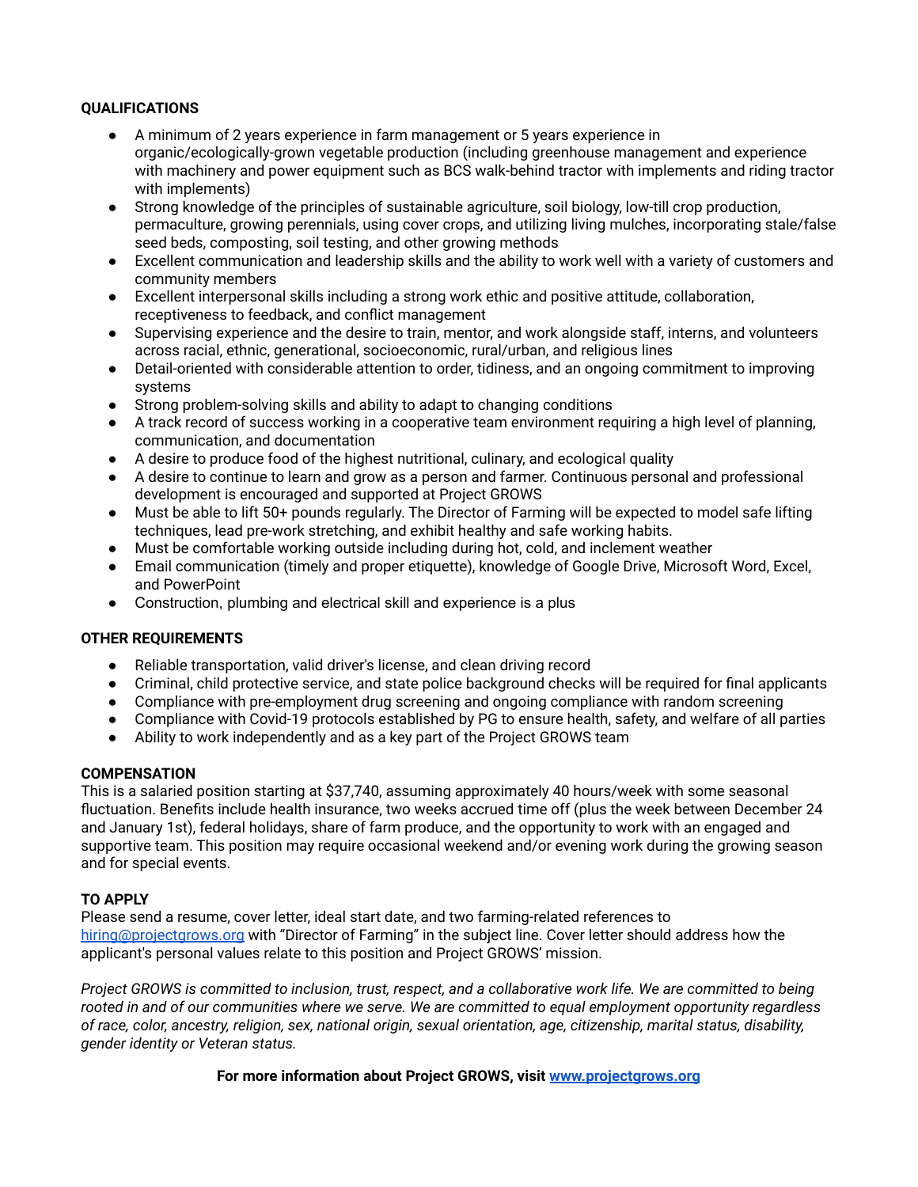**QUALIFICATIONS**

- A minimum of 2 years experience in farm management or 5 years experience in organic/ecologically-grown vegetable production (including greenhouse management and experience with machinery and power equipment such as BCS walk-behind tractor with implements and riding tractor with implements)
- Strong knowledge of the principles of sustainable agriculture, soil biology, low-till crop production, permaculture, growing perennials, using cover crops, and utilizing living mulches, incorporating stale/false seed beds, composting, soil testing, and other growing methods
- Excellent communication and leadership skills and the ability to work well with a variety of customers and community members
- Excellent interpersonal skills including a strong work ethic and positive attitude, collaboration, receptiveness to feedback, and conflict management
- Supervising experience and the desire to train, mentor, and work alongside staff, interns, and volunteers across racial, ethnic, generational, socioeconomic, rural/urban, and religious lines
- Detail-oriented with considerable attention to order, tidiness, and an ongoing commitment to improving systems
- Strong problem-solving skills and ability to adapt to changing conditions
- A track record of success working in a cooperative team environment requiring a high level of planning, communication, and documentation
- A desire to produce food of the highest nutritional, culinary, and ecological quality
- A desire to continue to learn and grow as a person and farmer. Continuous personal and professional development is encouraged and supported at Project GROWS
- Must be able to lift 50+ pounds regularly. The Director of Farming will be expected to model safe lifting techniques, lead pre-work stretching, and exhibit healthy and safe working habits.
- Must be comfortable working outside including during hot, cold, and inclement weather
- Email communication (timely and proper etiquette), knowledge of Google Drive, Microsoft Word, Excel, and PowerPoint
- Construction, plumbing and electrical skill and experience is a plus

**OTHER REQUIREMENTS**

- Reliable transportation, valid driver's license, and clean driving record
- Criminal, child protective service, and state police background checks will be required for final applicants
- Compliance with pre-employment drug screening and ongoing compliance with random screening
- Compliance with Covid-19 protocols established by PG to ensure health, safety, and welfare of all parties
- Ability to work independently and as a key part of the Project GROWS team

**COMPENSATION**

This is a salaried position starting at $37,740, assuming approximately 40 hours/week with some seasonal fluctuation. Benefits include health insurance, two weeks accrued time off (plus the week between December 24 and January 1st), federal holidays, share of farm produce, and the opportunity to work with an engaged and supportive team. This position may require occasional weekend and/or evening work during the growing season and for special events.

**TO APPLY**

Please send a resume, cover letter, ideal start date, and two farming-related references to [hiring@projectgrows.org](mailto:hiring@projectgrows.org) with "Director of Farming" in the subject line. Cover letter should address how the applicant's personal values relate to this position and Project GROWS' mission.

*Project GROWS is committed to inclusion, trust, respect, and a collaborative work life. We are committed to being rooted in and of our communities where we serve. We are committed to equal employment opportunity regardless of race, color, ancestry, religion, sex, national origin, sexual orientation, age, citizenship, marital status, disability, gender identity or Veteran status.*

**For more information about Project GROWS, visit [www.projectgrows.org](http://www.projectgrows.org)**